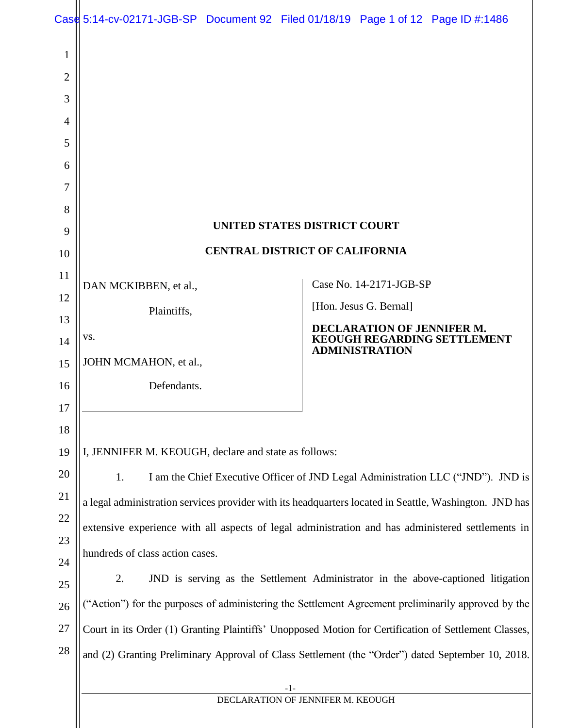# UNITED STATES DISTRICT COURT

# CENTRAL DISTRICT OF CALIFORNIA

DAN MCKIBBEN, et al.,

Plaintiffs,

vs.

JOHN MCMAHON, et al.,

Defendants.

Case No. 14-2171-JGB-SP

[Hon. Jesus G. Bernal]

**DECLARATION OF JENNIFER M. KEOUGH REGARDING SETTLEMENT ADMINISTRATION**

I, JENNIFER M. KEOUGH, declare and state as follows:

1. I am the Chief Executive Officer of JND Legal Administration LLC ("JND"). JND is a legal administration services provider with its headquarters located in Seattle, Washington. JND has extensive experience with all aspects of legal administration and has administered settlements in hundreds of class action cases.

2. JND is serving as the Settlement Administrator in the above-captioned litigation ("Action") for the purposes of administering the Settlement Agreement preliminarily approved by the Court in its Order (1) Granting Plaintiffs' Unopposed Motion for Certification of Settlement Classes, and (2) Granting Preliminary Approval of Class Settlement (the "Order") dated September 10, 2018.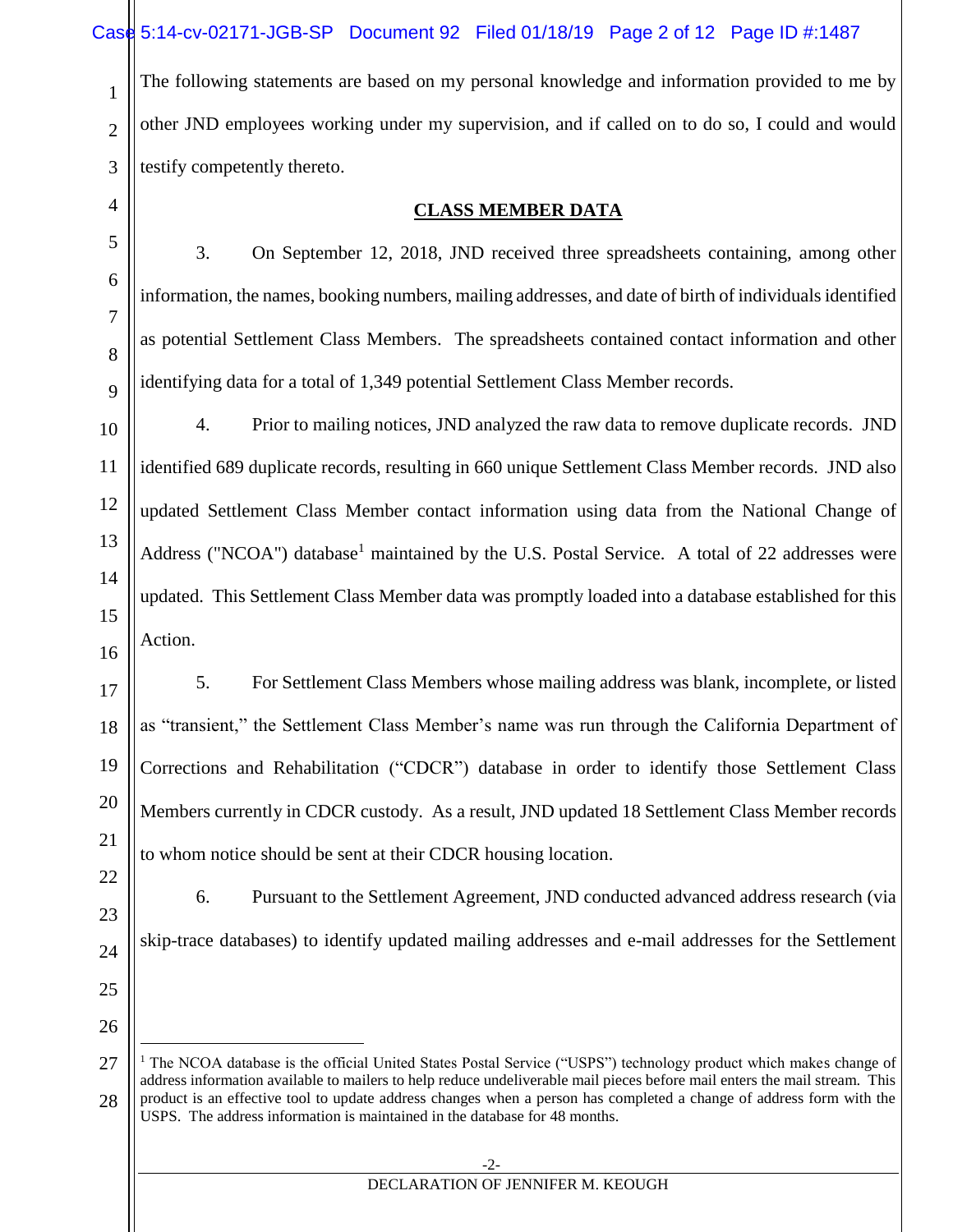The following statements are based on my personal knowledge and information provided to me by other JND employees working under my supervision, and if called on to do so, I could and would testify competently thereto.

## CLASS MEMBER DATA

3. On September 12, 2018, JND received three spreadsheets containing, among other information, the names, booking numbers, mailing addresses, and date of birth of individuals identified as potential Settlement Class Members. The spreadsheets contained contact information and other identifying data for a total of 1,349 potential Settlement Class Member records.

4. Prior to mailing notices, JND analyzed the raw data to remove duplicate records. JND identified 689 duplicate records, resulting in 660 unique Settlement Class Member records. JND also updated Settlement Class Member contact information using data from the National Change of Address ("NCOA") database[1] maintained by the U.S. Postal Service. A total of 22 addresses were updated. This Settlement Class Member data was promptly loaded into a database established for this Action.

5. For Settlement Class Members whose mailing address was blank, incomplete, or listed as "transient," the Settlement Class Member's name was run through the California Department of Corrections and Rehabilitation ("CDCR") database in order to identify those Settlement Class Members currently in CDCR custody. As a result, JND updated 18 Settlement Class Member records to whom notice should be sent at their CDCR housing location.

6. Pursuant to the Settlement Agreement, JND conducted advanced address research (via skip-trace databases) to identify updated mailing addresses and e-mail addresses for the Settlement

---

[1] The NCOA database is the official United States Postal Service ("USPS") technology product which makes change of address information available to mailers to help reduce undeliverable mail pieces before mail enters the mail stream. This product is an effective tool to update address changes when a person has completed a change of address form with the USPS. The address information is maintained in the database for 48 months.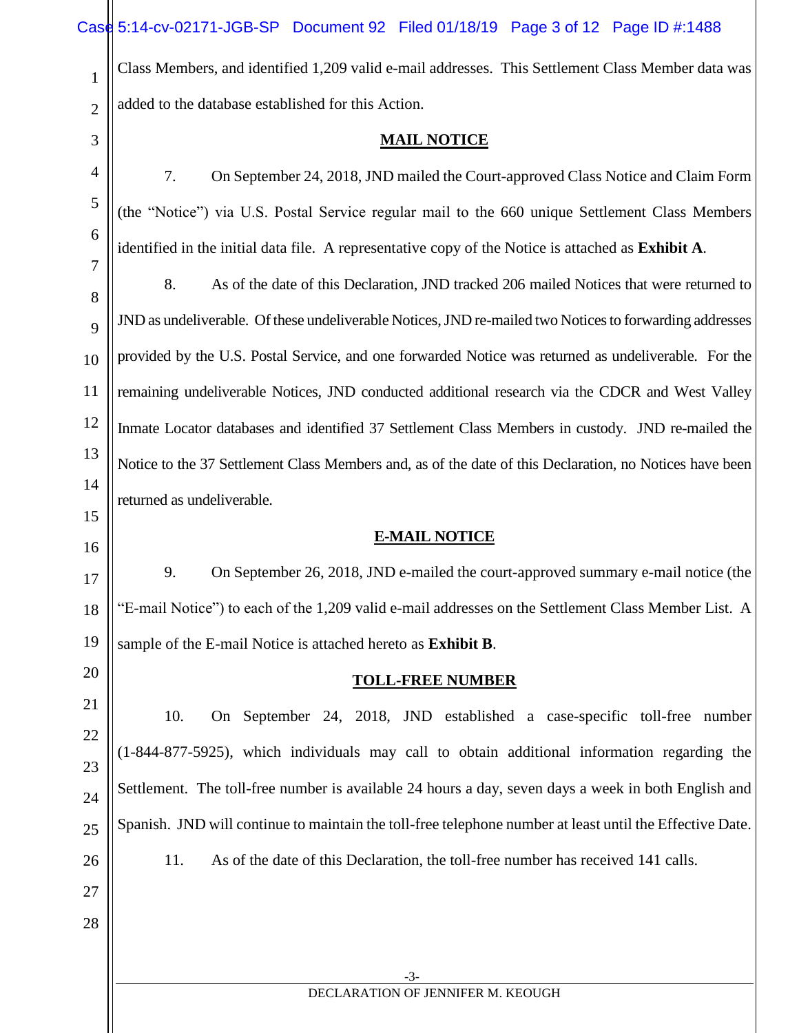Class Members, and identified 1,209 valid e-mail addresses. This Settlement Class Member data was added to the database established for this Action.

## **MAIL NOTICE**

7. On September 24, 2018, JND mailed the Court-approved Class Notice and Claim Form (the "Notice") via U.S. Postal Service regular mail to the 660 unique Settlement Class Members identified in the initial data file. A representative copy of the Notice is attached as **Exhibit A**.

8. As of the date of this Declaration, JND tracked 206 mailed Notices that were returned to JND as undeliverable. Of these undeliverable Notices, JND re-mailed two Notices to forwarding addresses provided by the U.S. Postal Service, and one forwarded Notice was returned as undeliverable. For the remaining undeliverable Notices, JND conducted additional research via the CDCR and West Valley Inmate Locator databases and identified 37 Settlement Class Members in custody. JND re-mailed the Notice to the 37 Settlement Class Members and, as of the date of this Declaration, no Notices have been returned as undeliverable.

## **E-MAIL NOTICE**

9. On September 26, 2018, JND e-mailed the court-approved summary e-mail notice (the "E-mail Notice") to each of the 1,209 valid e-mail addresses on the Settlement Class Member List. A sample of the E-mail Notice is attached hereto as **Exhibit B**.

## **TOLL-FREE NUMBER**

10. On September 24, 2018, JND established a case-specific toll-free number (1-844-877-5925), which individuals may call to obtain additional information regarding the Settlement. The toll-free number is available 24 hours a day, seven days a week in both English and Spanish. JND will continue to maintain the toll-free telephone number at least until the Effective Date.

11. As of the date of this Declaration, the toll-free number has received 141 calls.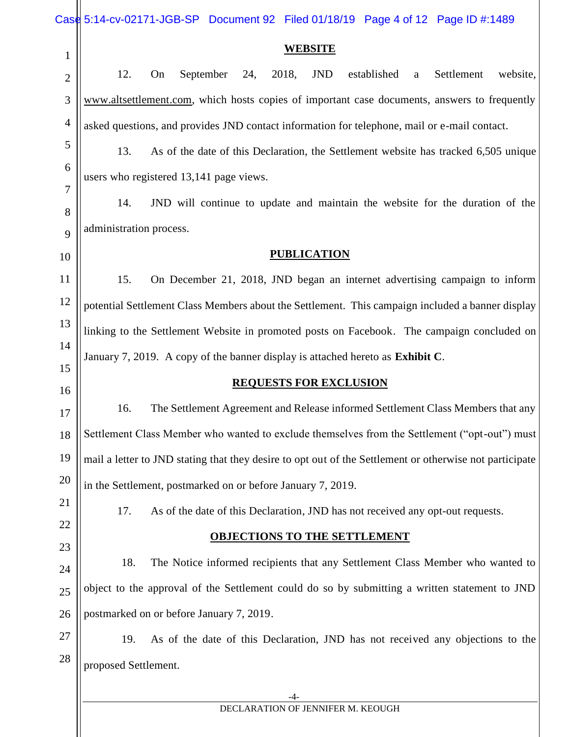## WEBSITE

12. On September 24, 2018, JND established a Settlement website, www.altsettlement.com, which hosts copies of important case documents, answers to frequently asked questions, and provides JND contact information for telephone, mail or e-mail contact.

13. As of the date of this Declaration, the Settlement website has tracked 6,505 unique users who registered 13,141 page views.

14. JND will continue to update and maintain the website for the duration of the administration process.

## PUBLICATION

15. On December 21, 2018, JND began an internet advertising campaign to inform potential Settlement Class Members about the Settlement. This campaign included a banner display linking to the Settlement Website in promoted posts on Facebook. The campaign concluded on January 7, 2019. A copy of the banner display is attached hereto as **Exhibit C**.

## REQUESTS FOR EXCLUSION

16. The Settlement Agreement and Release informed Settlement Class Members that any Settlement Class Member who wanted to exclude themselves from the Settlement ("opt-out") must mail a letter to JND stating that they desire to opt out of the Settlement or otherwise not participate in the Settlement, postmarked on or before January 7, 2019.

17. As of the date of this Declaration, JND has not received any opt-out requests.

## OBJECTIONS TO THE SETTLEMENT

18. The Notice informed recipients that any Settlement Class Member who wanted to object to the approval of the Settlement could do so by submitting a written statement to JND postmarked on or before January 7, 2019.

19. As of the date of this Declaration, JND has not received any objections to the proposed Settlement.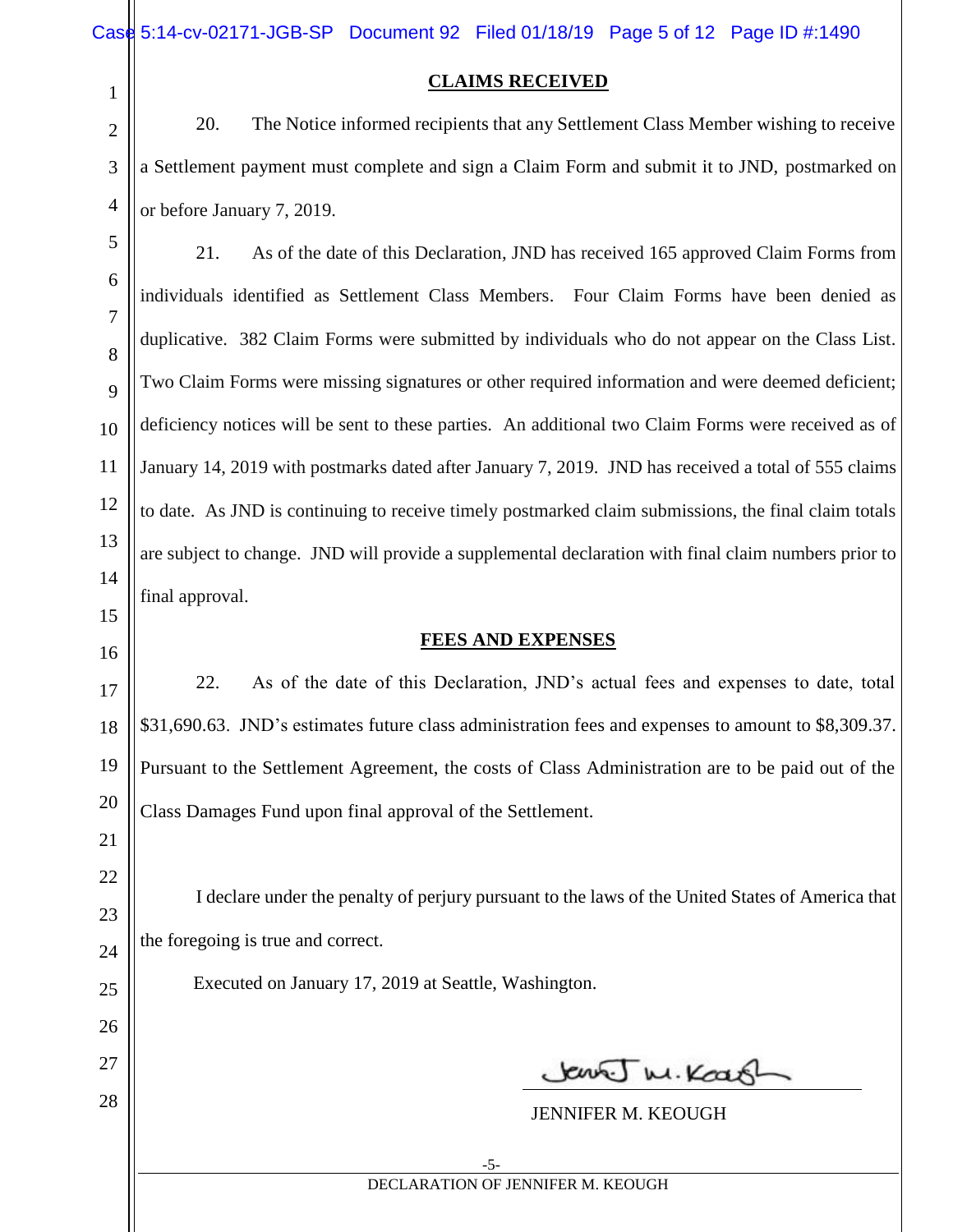## CLAIMS RECEIVED

20. The Notice informed recipients that any Settlement Class Member wishing to receive a Settlement payment must complete and sign a Claim Form and submit it to JND, postmarked on or before January 7, 2019.

21. As of the date of this Declaration, JND has received 165 approved Claim Forms from individuals identified as Settlement Class Members. Four Claim Forms have been denied as duplicative. 382 Claim Forms were submitted by individuals who do not appear on the Class List. Two Claim Forms were missing signatures or other required information and were deemed deficient; deficiency notices will be sent to these parties. An additional two Claim Forms were received as of January 14, 2019 with postmarks dated after January 7, 2019. JND has received a total of 555 claims to date. As JND is continuing to receive timely postmarked claim submissions, the final claim totals are subject to change. JND will provide a supplemental declaration with final claim numbers prior to final approval.

## FEES AND EXPENSES

22. As of the date of this Declaration, JND's actual fees and expenses to date, total $31,690.63. JND's estimates future class administration fees and expenses to amount to $8,309.37. Pursuant to the Settlement Agreement, the costs of Class Administration are to be paid out of the Class Damages Fund upon final approval of the Settlement.

I declare under the penalty of perjury pursuant to the laws of the United States of America that the foregoing is true and correct.

Executed on January 17, 2019 at Seattle, Washington.

JENNIFER M. KEOUGH

DECLARATION OF JENNIFER M. KEOUGH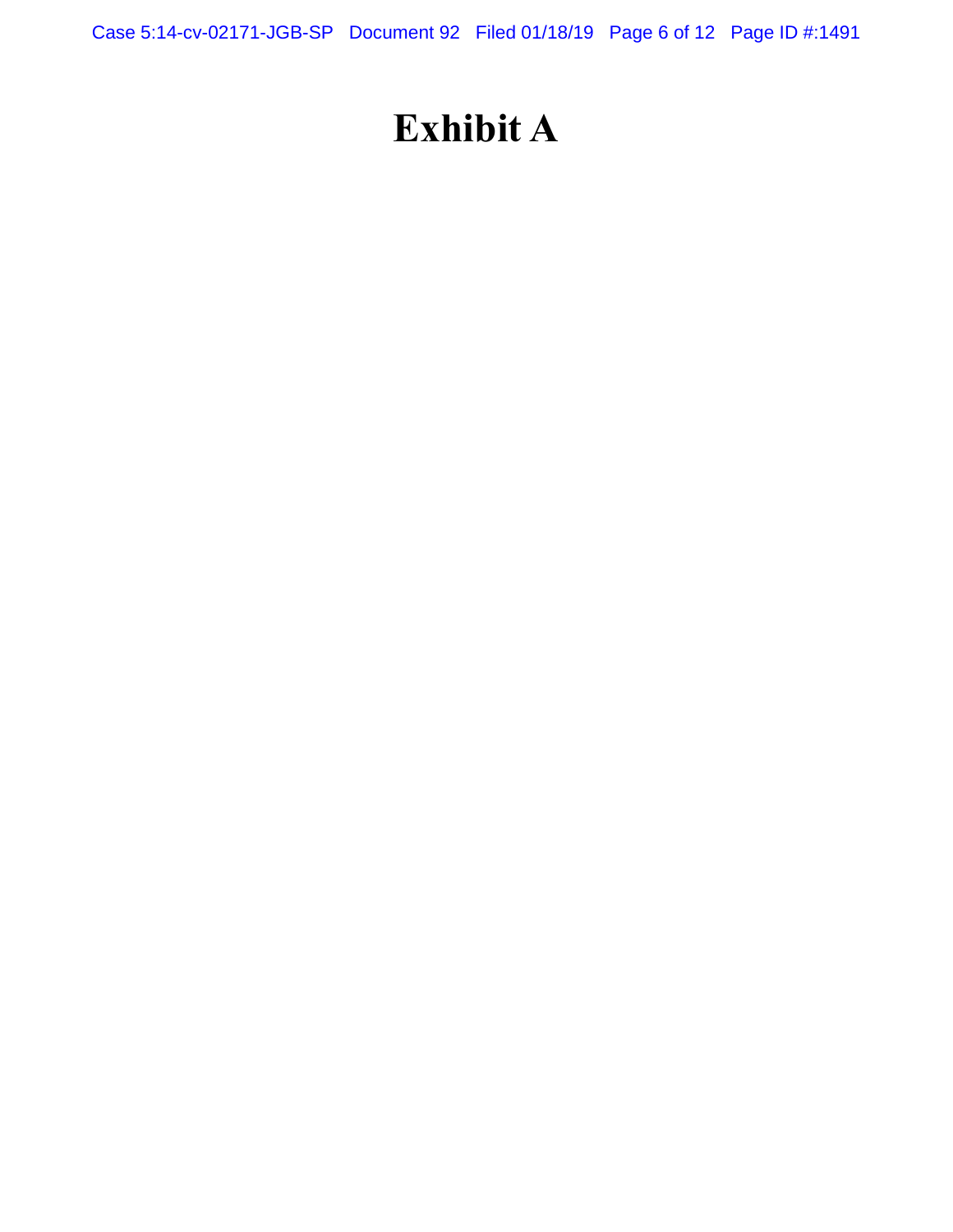# Exhibit A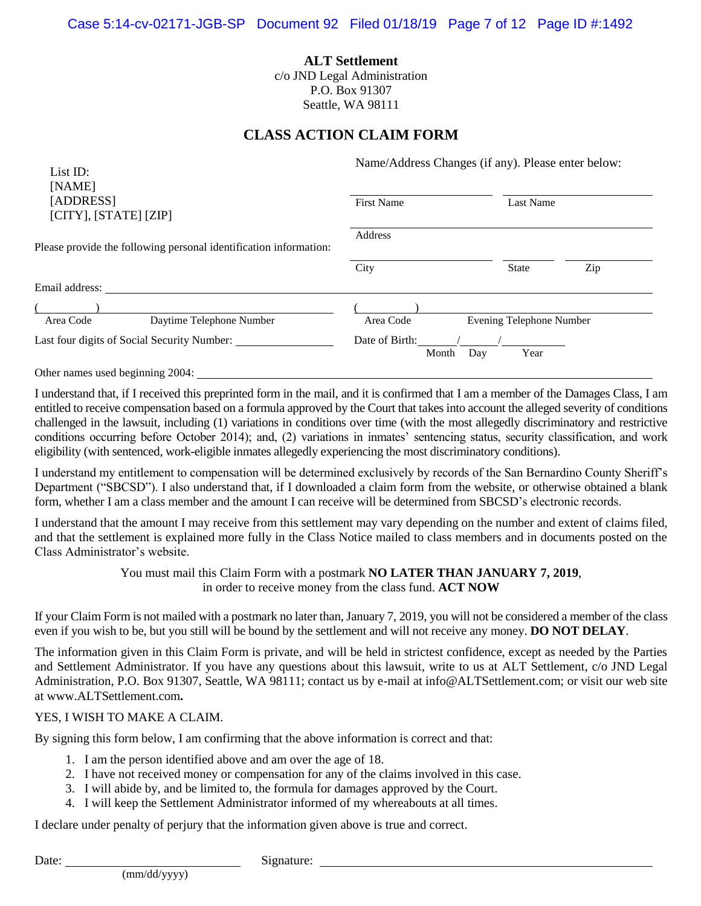**ALT Settlement**
c/o JND Legal Administration
P.O. Box 91307
Seattle, WA 98111

## CLASS ACTION CLAIM FORM

List ID:
[NAME]
[ADDRESS]
[CITY], [STATE] [ZIP]

Name/Address Changes (if any). Please enter below:

First Name ____________ Last Name ____________

Address ____________

City ____________ State ______ Zip ______

Please provide the following personal identification information:

Email address: ____________

(______) ____________ Area Code Daytime Telephone Number

(______) ____________ Area Code Evening Telephone Number

Last four digits of Social Security Number: ____________

Date of Birth: ____/____/______ Month Day Year

Other names used beginning 2004: ____________

I understand that, if I received this preprinted form in the mail, and it is confirmed that I am a member of the Damages Class, I am entitled to receive compensation based on a formula approved by the Court that takes into account the alleged severity of conditions challenged in the lawsuit, including (1) variations in conditions over time (with the most allegedly discriminatory and restrictive conditions occurring before October 2014); and, (2) variations in inmates' sentencing status, security classification, and work eligibility (with sentenced, work-eligible inmates allegedly experiencing the most discriminatory conditions).

I understand my entitlement to compensation will be determined exclusively by records of the San Bernardino County Sheriff's Department ("SBCSD"). I also understand that, if I downloaded a claim form from the website, or otherwise obtained a blank form, whether I am a class member and the amount I can receive will be determined from SBCSD's electronic records.

I understand that the amount I may receive from this settlement may vary depending on the number and extent of claims filed, and that the settlement is explained more fully in the Class Notice mailed to class members and in documents posted on the Class Administrator's website.

You must mail this Claim Form with a postmark **NO LATER THAN JANUARY 7, 2019**, in order to receive money from the class fund. **ACT NOW**

If your Claim Form is not mailed with a postmark no later than, January 7, 2019, you will not be considered a member of the class even if you wish to be, but you still will be bound by the settlement and will not receive any money. **DO NOT DELAY**.

The information given in this Claim Form is private, and will be held in strictest confidence, except as needed by the Parties and Settlement Administrator. If you have any questions about this lawsuit, write to us at ALT Settlement, c/o JND Legal Administration, P.O. Box 91307, Seattle, WA 98111; contact us by e-mail at info@ALTSettlement.com; or visit our web site at www.ALTSettlement.com**.**

YES, I WISH TO MAKE A CLAIM.

By signing this form below, I am confirming that the above information is correct and that:

1. I am the person identified above and am over the age of 18.
2. I have not received money or compensation for any of the claims involved in this case.
3. I will abide by, and be limited to, the formula for damages approved by the Court.
4. I will keep the Settlement Administrator informed of my whereabouts at all times.

I declare under penalty of perjury that the information given above is true and correct.

Date: ____________ (mm/dd/yyyy) Signature: ____________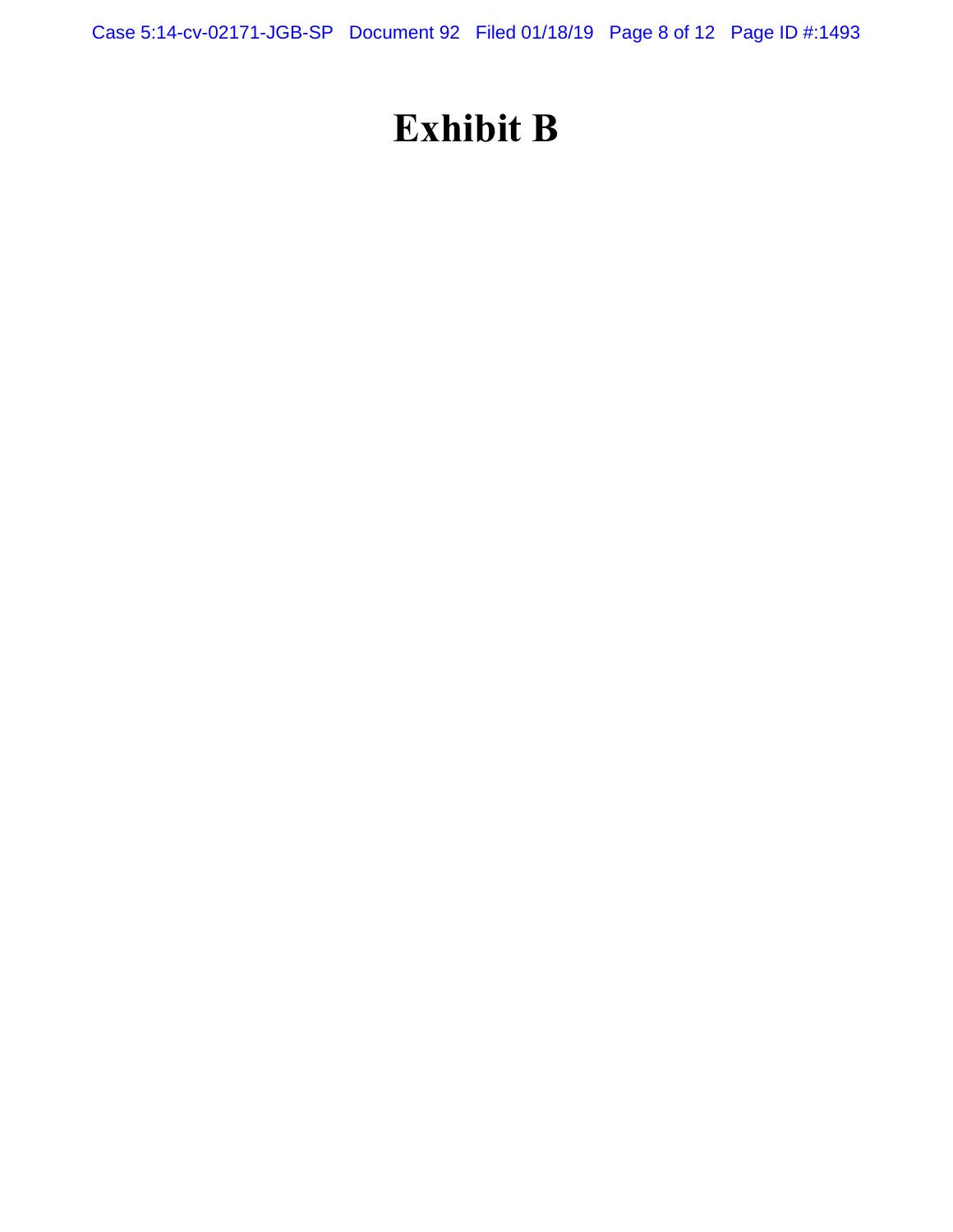# Exhibit B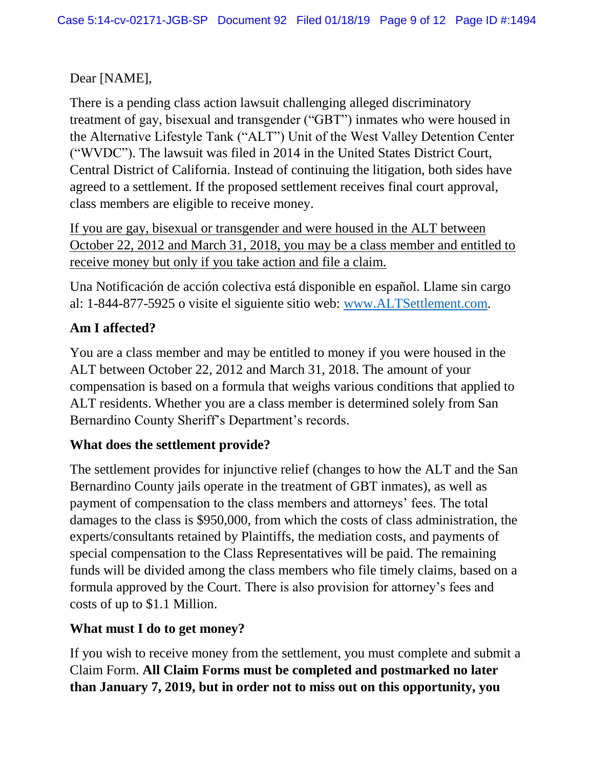Dear [NAME],

There is a pending class action lawsuit challenging alleged discriminatory treatment of gay, bisexual and transgender ("GBT") inmates who were housed in the Alternative Lifestyle Tank ("ALT") Unit of the West Valley Detention Center ("WVDC"). The lawsuit was filed in 2014 in the United States District Court, Central District of California. Instead of continuing the litigation, both sides have agreed to a settlement. If the proposed settlement receives final court approval, class members are eligible to receive money.

<u>If you are gay, bisexual or transgender and were housed in the ALT between October 22, 2012 and March 31, 2018, you may be a class member and entitled to receive money but only if you take action and file a claim.</u>

Una Notificación de acción colectiva está disponible en español. Llame sin cargo al: 1-844-877-5925 o visite el siguiente sitio web: www.ALTSettlement.com.

**Am I affected?**

You are a class member and may be entitled to money if you were housed in the ALT between October 22, 2012 and March 31, 2018. The amount of your compensation is based on a formula that weighs various conditions that applied to ALT residents. Whether you are a class member is determined solely from San Bernardino County Sheriff's Department's records.

**What does the settlement provide?**

The settlement provides for injunctive relief (changes to how the ALT and the San Bernardino County jails operate in the treatment of GBT inmates), as well as payment of compensation to the class members and attorneys' fees. The total damages to the class is $950,000, from which the costs of class administration, the experts/consultants retained by Plaintiffs, the mediation costs, and payments of special compensation to the Class Representatives will be paid. The remaining funds will be divided among the class members who file timely claims, based on a formula approved by the Court. There is also provision for attorney's fees and costs of up to $1.1 Million.

**What must I do to get money?**

If you wish to receive money from the settlement, you must complete and submit a Claim Form. **All Claim Forms must be completed and postmarked no later than January 7, 2019, but in order not to miss out on this opportunity, you**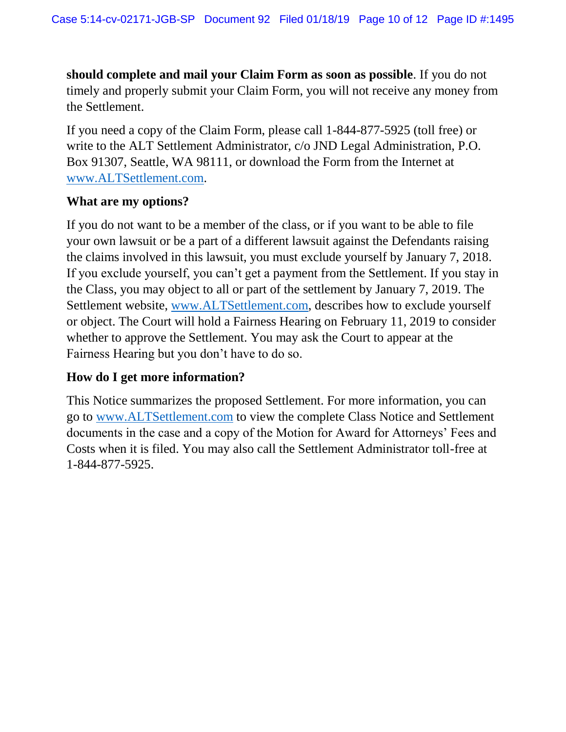**should complete and mail your Claim Form as soon as possible**. If you do not timely and properly submit your Claim Form, you will not receive any money from the Settlement.

If you need a copy of the Claim Form, please call 1-844-877-5925 (toll free) or write to the ALT Settlement Administrator, c/o JND Legal Administration, P.O. Box 91307, Seattle, WA 98111, or download the Form from the Internet at www.ALTSettlement.com.

**What are my options?**

If you do not want to be a member of the class, or if you want to be able to file your own lawsuit or be a part of a different lawsuit against the Defendants raising the claims involved in this lawsuit, you must exclude yourself by January 7, 2018. If you exclude yourself, you can't get a payment from the Settlement. If you stay in the Class, you may object to all or part of the settlement by January 7, 2019. The Settlement website, www.ALTSettlement.com, describes how to exclude yourself or object. The Court will hold a Fairness Hearing on February 11, 2019 to consider whether to approve the Settlement. You may ask the Court to appear at the Fairness Hearing but you don't have to do so.

**How do I get more information?**

This Notice summarizes the proposed Settlement. For more information, you can go to www.ALTSettlement.com to view the complete Class Notice and Settlement documents in the case and a copy of the Motion for Award for Attorneys' Fees and Costs when it is filed. You may also call the Settlement Administrator toll-free at 1-844-877-5925.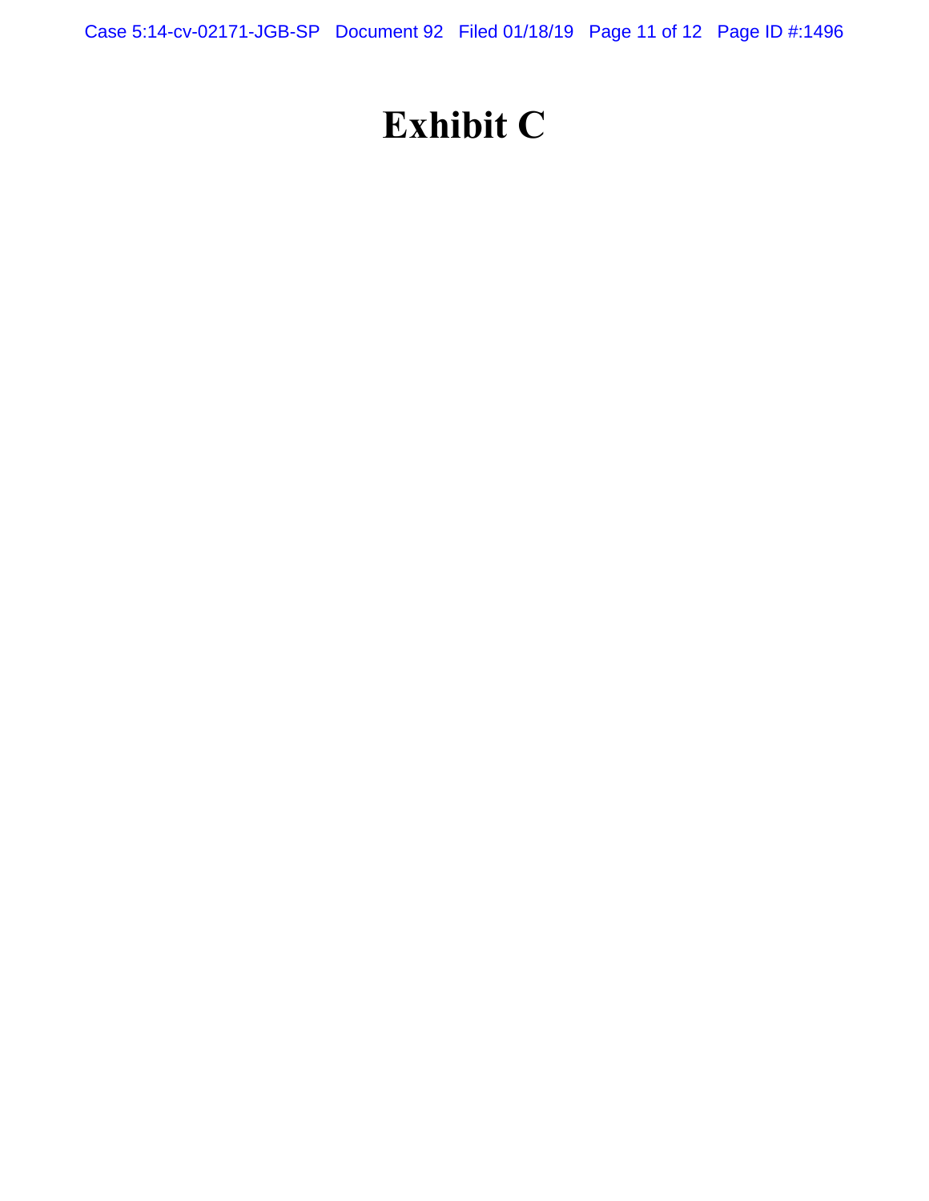# Exhibit C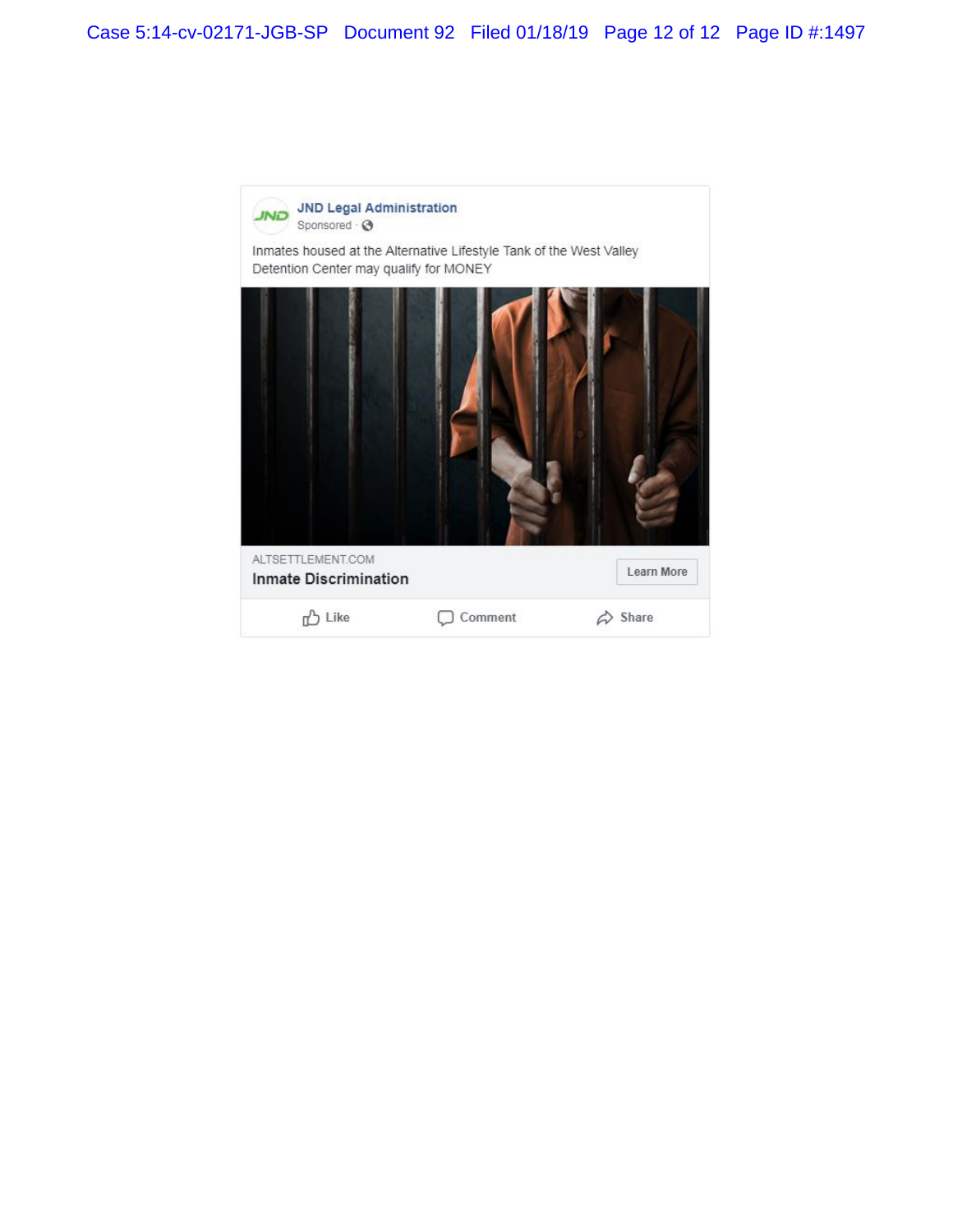JND Legal Administration
Sponsored ·

Inmates housed at the Alternative Lifestyle Tank of the West Valley Detention Center may qualify for MONEY

ALTSETTLEMENT.COM

**Inmate Discrimination**

Learn More

Like Comment Share